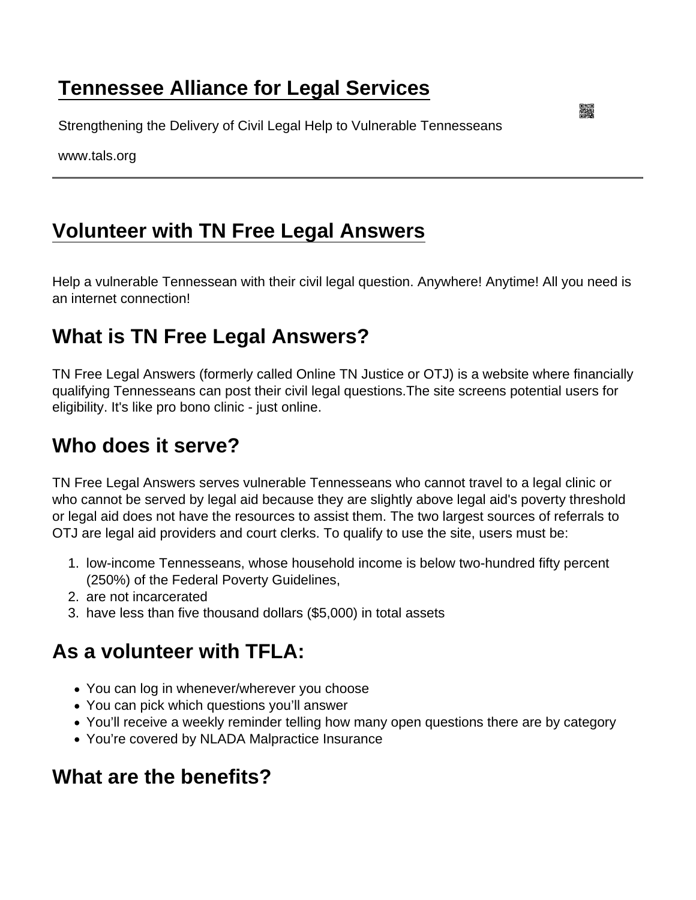# Tennessee Alliance for Legal Services

Strengthening the Delivery of Civil Legal Help to Vulnerable Tennesseans

www.tals.org

## Volunteer with TN Free Legal Answers

Help a vulnerable Tennessean with their civil legal question. Anywhere! Anytime! All you need is an internet connection!

## What is TN Free Legal Answers?

TN Free Legal Answers (formerly called Online TN Justice or OTJ) is a website where financially qualifying Tennesseans can post their civil legal questions.The site screens potential users for eligibility. It's like pro bono clinic - just online.

## Who does it serve?

TN Free Legal Answers serves vulnerable Tennesseans who cannot travel to a legal clinic or who cannot be served by legal aid because they are slightly above legal aid's poverty threshold or legal aid does not have the resources to assist them. The two largest sources of referrals to OTJ are legal aid providers and court clerks. To qualify to use the site, users must be:

1. low-income Tennesseans, whose household income is below two-hundred fifty percent (250%) of the Federal Poverty Guidelines,
2. are not incarcerated
3. have less than five thousand dollars ($5,000) in total assets

## As a volunteer with TFLA:

- You can log in whenever/wherever you choose
- You can pick which questions you'll answer
- You'll receive a weekly reminder telling how many open questions there are by category
- You're covered by NLADA Malpractice Insurance

## What are the benefits?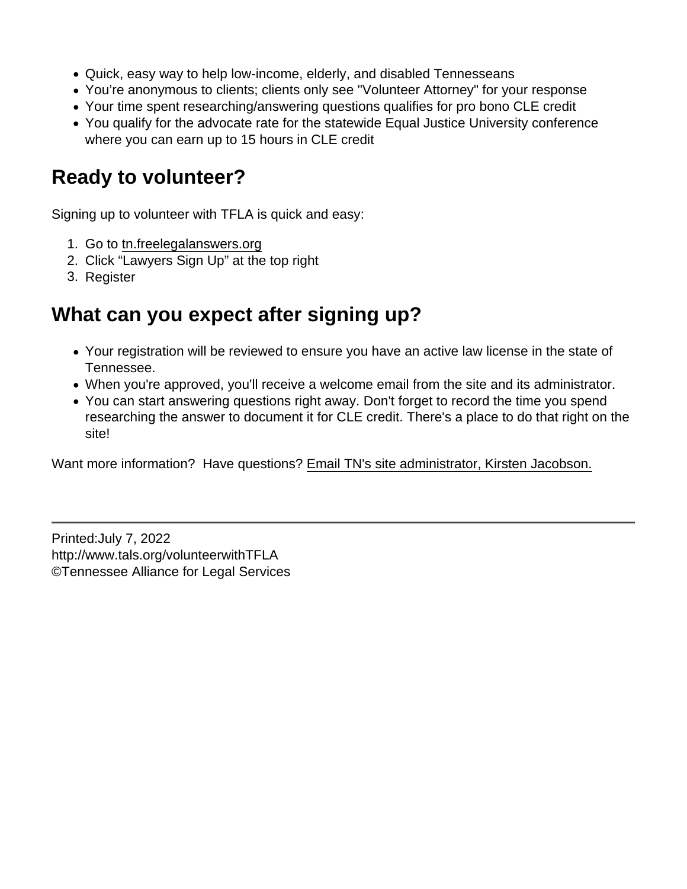- Quick, easy way to help low-income, elderly, and disabled Tennesseans
- You’re anonymous to clients; clients only see "Volunteer Attorney" for your response
- Your time spent researching/answering questions qualifies for pro bono CLE credit
- You qualify for the advocate rate for the statewide Equal Justice University conference where you can earn up to 15 hours in CLE credit

## Ready to volunteer?

Signing up to volunteer with TFLA is quick and easy:

1. Go to tn.freelegalanswers.org
2. Click “Lawyers Sign Up” at the top right
3. Register

## What can you expect after signing up?

- Your registration will be reviewed to ensure you have an active law license in the state of Tennessee.
- When you're approved, you'll receive a welcome email from the site and its administrator.
- You can start answering questions right away. Don't forget to record the time you spend researching the answer to document it for CLE credit. There's a place to do that right on the site!

Want more information? Have questions? Email TN's site administrator, Kirsten Jacobson.

---

Printed:July 7, 2022
http://www.tals.org/volunteerwithTFLA
©Tennessee Alliance for Legal Services